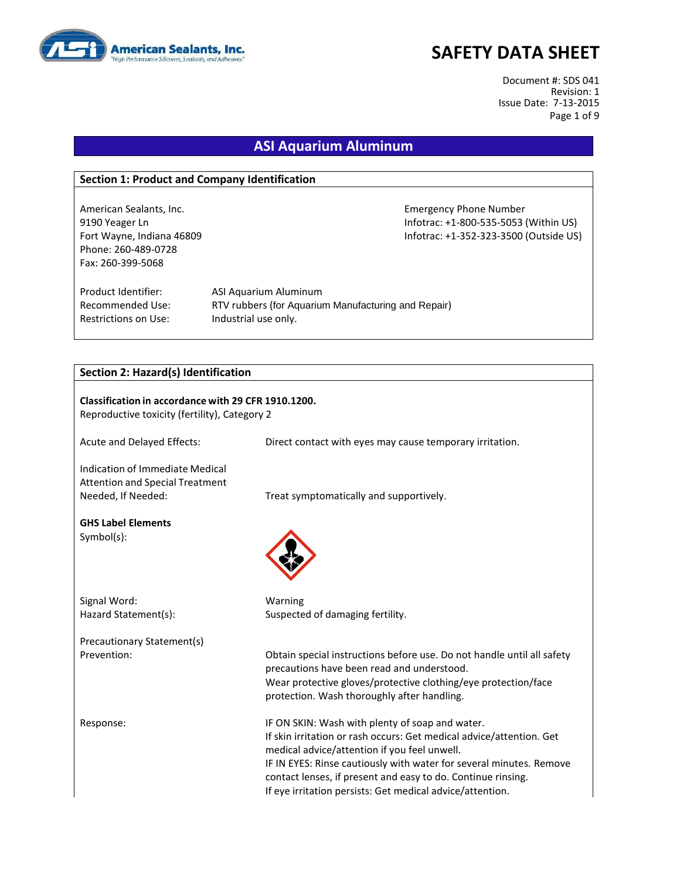# SAFETY DATA SHEET

Document #: SDS 041
Revision: 1
Issue Date: 7-13-2015

## ASI Aquarium Aluminum

### Section 1: Product and Company Identification

American Sealants, Inc.
9190 Yeager Ln
Fort Wayne, Indiana 46809
Phone: 260-489-0728
Fax: 260-399-5068

Emergency Phone Number
Infotrac: +1-800-535-5053 (Within US)
Infotrac: +1-352-323-3500 (Outside US)

| | |
|---|---|
| Product Identifier: | ASI Aquarium Aluminum |
| Recommended Use: | RTV rubbers (for Aquarium Manufacturing and Repair) |
| Restrictions on Use: | Industrial use only. |

### Section 2: Hazard(s) Identification

**Classification in accordance with 29 CFR 1910.1200.**
Reproductive toxicity (fertility), Category 2

Acute and Delayed Effects: Direct contact with eyes may cause temporary irritation.

Indication of Immediate Medical Attention and Special Treatment Needed, If Needed: Treat symptomatically and supportively.

**GHS Label Elements**

Symbol(s):

Signal Word: Warning

Hazard Statement(s): Suspected of damaging fertility.

Precautionary Statement(s)

Prevention: Obtain special instructions before use. Do not handle until all safety precautions have been read and understood.
Wear protective gloves/protective clothing/eye protection/face protection. Wash thoroughly after handling.

Response: IF ON SKIN: Wash with plenty of soap and water.
If skin irritation or rash occurs: Get medical advice/attention. Get medical advice/attention if you feel unwell.
IF IN EYES: Rinse cautiously with water for several minutes. Remove contact lenses, if present and easy to do. Continue rinsing.
If eye irritation persists: Get medical advice/attention.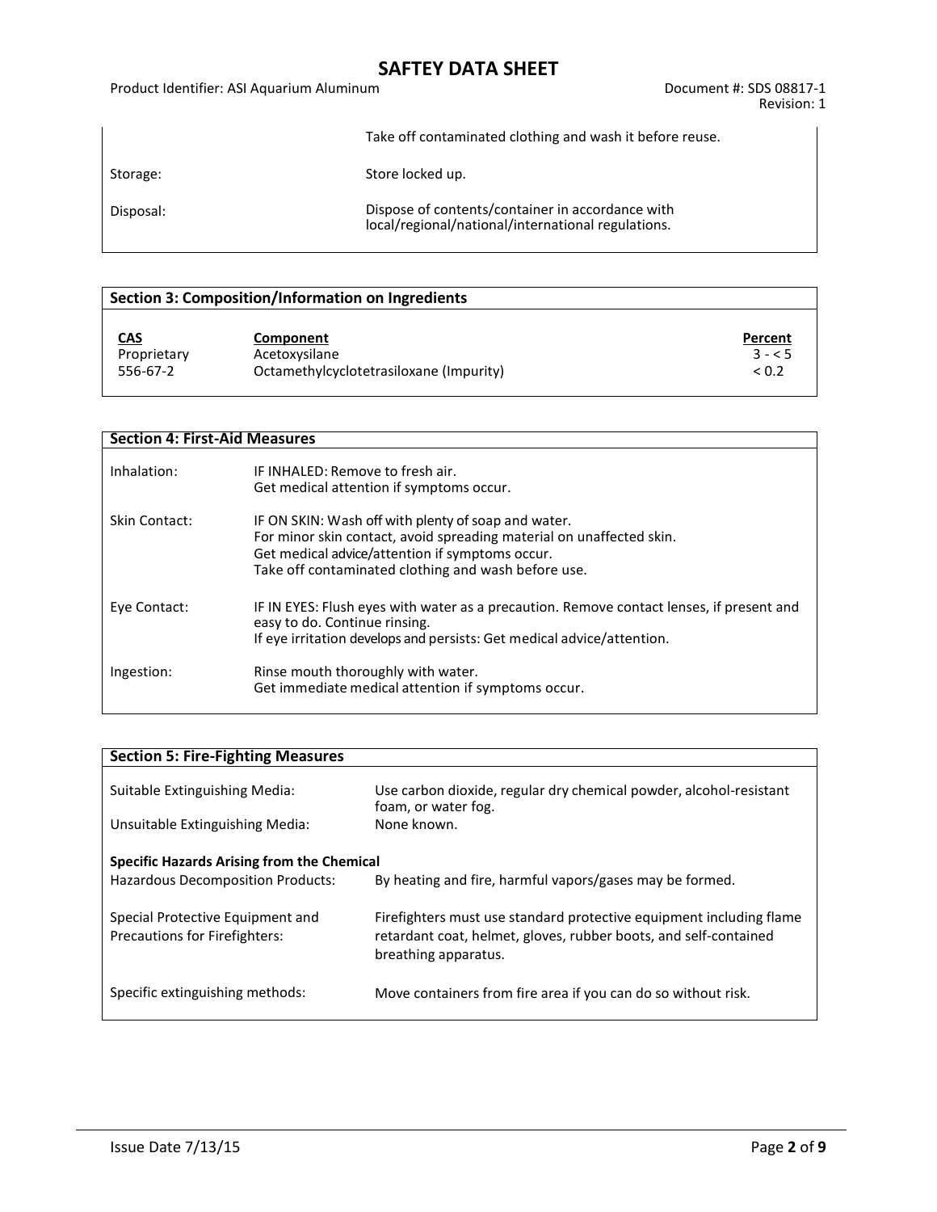| | |
|---|---|
| | Take off contaminated clothing and wash it before reuse. |
| Storage: | Store locked up. |
| Disposal: | Dispose of contents/container in accordance with local/regional/national/international regulations. |

## Section 3: Composition/Information on Ingredients

| CAS | Component | Percent |
|---|---|---|
| Proprietary | Acetoxysilane | 3 - < 5 |
| 556-67-2 | Octamethylcyclotetrasiloxane (Impurity) | < 0.2 |

## Section 4: First-Aid Measures

| | |
|---|---|
| Inhalation: | IF INHALED: Remove to fresh air.<br>Get medical attention if symptoms occur. |
| Skin Contact: | IF ON SKIN: Wash off with plenty of soap and water.<br>For minor skin contact, avoid spreading material on unaffected skin.<br>Get medical advice/attention if symptoms occur.<br>Take off contaminated clothing and wash before use. |
| Eye Contact: | IF IN EYES: Flush eyes with water as a precaution. Remove contact lenses, if present and easy to do. Continue rinsing.<br>If eye irritation develops and persists: Get medical advice/attention. |
| Ingestion: | Rinse mouth thoroughly with water.<br>Get immediate medical attention if symptoms occur. |

## Section 5: Fire-Fighting Measures

| | |
|---|---|
| Suitable Extinguishing Media: | Use carbon dioxide, regular dry chemical powder, alcohol-resistant foam, or water fog. |
| Unsuitable Extinguishing Media: | None known. |

**Specific Hazards Arising from the Chemical**

| | |
|---|---|
| Hazardous Decomposition Products: | By heating and fire, harmful vapors/gases may be formed. |
| Special Protective Equipment and Precautions for Firefighters: | Firefighters must use standard protective equipment including flame retardant coat, helmet, gloves, rubber boots, and self-contained breathing apparatus. |
| Specific extinguishing methods: | Move containers from fire area if you can do so without risk. |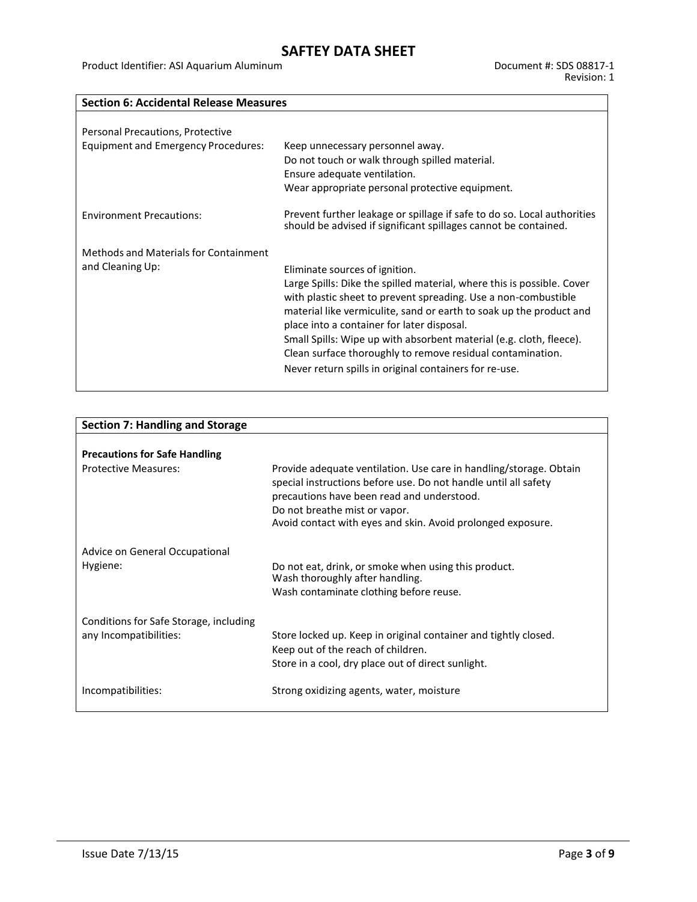## Section 6: Accidental Release Measures

| | |
|---|---|
| Personal Precautions, Protective Equipment and Emergency Procedures: | Keep unnecessary personnel away.<br>Do not touch or walk through spilled material.<br>Ensure adequate ventilation.<br>Wear appropriate personal protective equipment. |
| Environment Precautions: | Prevent further leakage or spillage if safe to do so. Local authorities should be advised if significant spillages cannot be contained. |
| Methods and Materials for Containment and Cleaning Up: | Eliminate sources of ignition.<br>Large Spills: Dike the spilled material, where this is possible. Cover with plastic sheet to prevent spreading. Use a non-combustible material like vermiculite, sand or earth to soak up the product and place into a container for later disposal.<br>Small Spills: Wipe up with absorbent material (e.g. cloth, fleece). Clean surface thoroughly to remove residual contamination.<br>Never return spills in original containers for re-use. |

## Section 7: Handling and Storage

**Precautions for Safe Handling**

| | |
|---|---|
| Protective Measures: | Provide adequate ventilation. Use care in handling/storage. Obtain special instructions before use. Do not handle until all safety precautions have been read and understood.<br>Do not breathe mist or vapor.<br>Avoid contact with eyes and skin. Avoid prolonged exposure. |
| Advice on General Occupational Hygiene: | Do not eat, drink, or smoke when using this product.<br>Wash thoroughly after handling.<br>Wash contaminate clothing before reuse. |
| Conditions for Safe Storage, including any Incompatibilities: | Store locked up. Keep in original container and tightly closed.<br>Keep out of the reach of children.<br>Store in a cool, dry place out of direct sunlight. |
| Incompatibilities: | Strong oxidizing agents, water, moisture |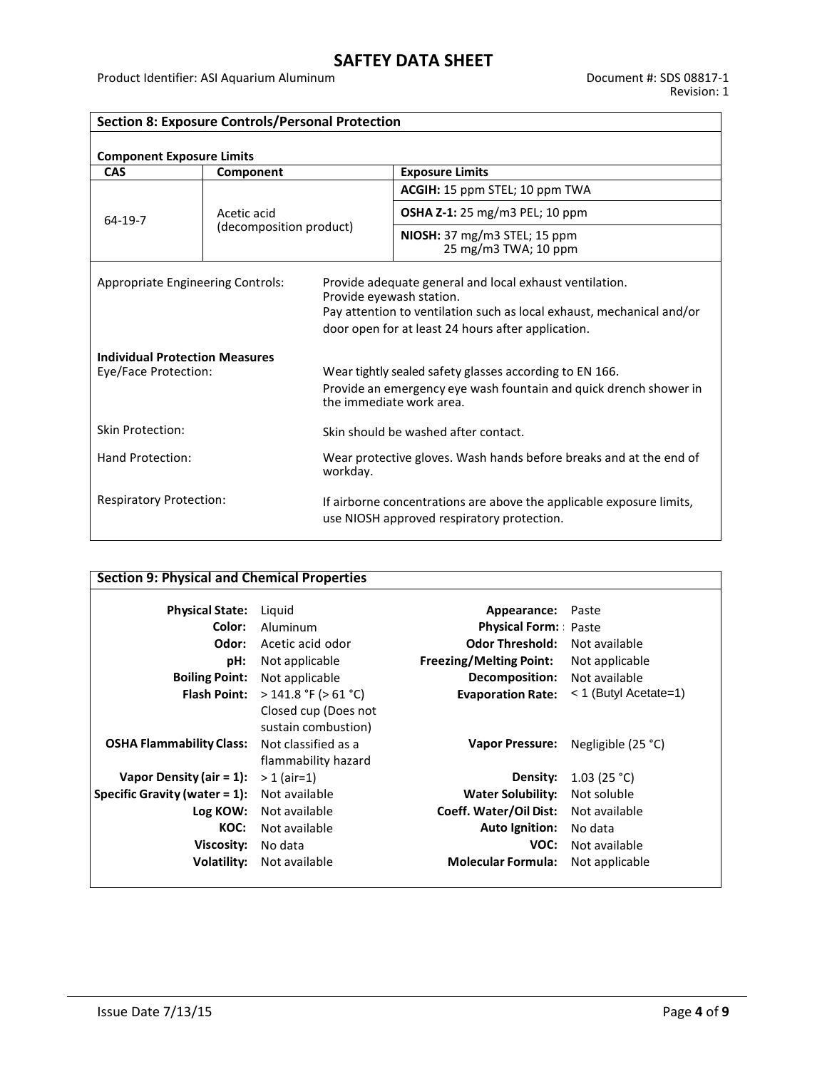## Section 8: Exposure Controls/Personal Protection

### Component Exposure Limits

| CAS | Component | Exposure Limits |
|---|---|---|
| 64-19-7 | Acetic acid (decomposition product) | **ACGIH:** 15 ppm STEL; 10 ppm TWA |
| | | **OSHA Z-1:** 25 mg/m3 PEL; 10 ppm |
| | | **NIOSH:** 37 mg/m3 STEL; 15 ppm<br>25 mg/m3 TWA; 10 ppm |

Appropriate Engineering Controls: Provide adequate general and local exhaust ventilation.
Provide eyewash station.
Pay attention to ventilation such as local exhaust, mechanical and/or door open for at least 24 hours after application.

**Individual Protection Measures**

Eye/Face Protection: Wear tightly sealed safety glasses according to EN 166.
Provide an emergency eye wash fountain and quick drench shower in the immediate work area.

Skin Protection: Skin should be washed after contact.

Hand Protection: Wear protective gloves. Wash hands before breaks and at the end of workday.

Respiratory Protection: If airborne concentrations are above the applicable exposure limits, use NIOSH approved respiratory protection.

## Section 9: Physical and Chemical Properties

| | | | |
|---|---|---|---|
| **Physical State:** | Liquid | **Appearance:** | Paste |
| **Color:** | Aluminum | **Physical Form:** | Paste |
| **Odor:** | Acetic acid odor | **Odor Threshold:** | Not available |
| **pH:** | Not applicable | **Freezing/Melting Point:** | Not applicable |
| **Boiling Point:** | Not applicable | **Decomposition:** | Not available |
| **Flash Point:** | > 141.8 °F (> 61 °C) Closed cup (Does not sustain combustion) | **Evaporation Rate:** | < 1 (Butyl Acetate=1) |
| **OSHA Flammability Class:** | Not classified as a flammability hazard | **Vapor Pressure:** | Negligible (25 °C) |
| **Vapor Density (air = 1):** | > 1 (air=1) | **Density:** | 1.03 (25 °C) |
| **Specific Gravity (water = 1):** | Not available | **Water Solubility:** | Not soluble |
| **Log KOW:** | Not available | **Coeff. Water/Oil Dist:** | Not available |
| **KOC:** | Not available | **Auto Ignition:** | No data |
| **Viscosity:** | No data | **VOC:** | Not available |
| **Volatility:** | Not available | **Molecular Formula:** | Not applicable |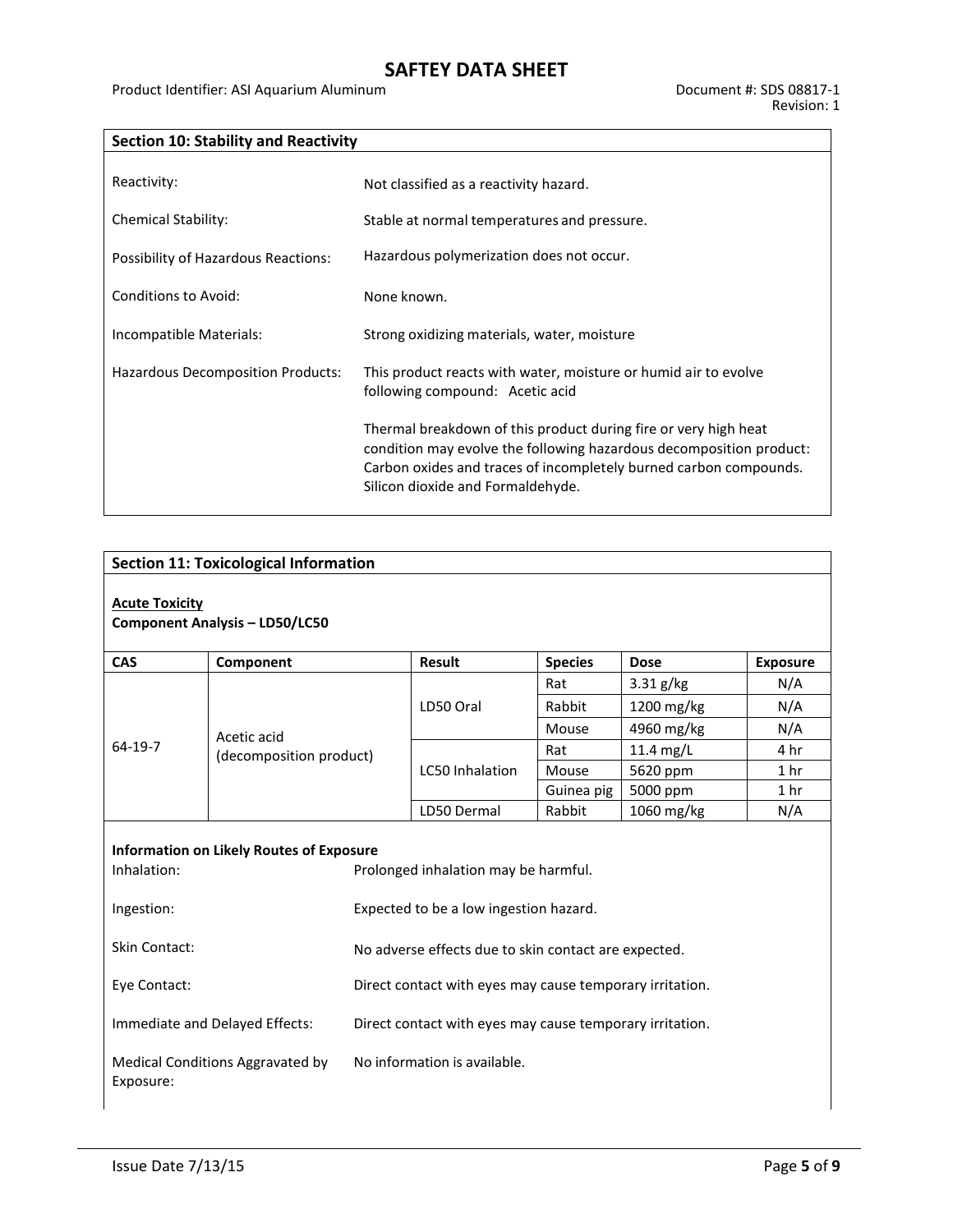## Section 10: Stability and Reactivity

| | |
|---|---|
| Reactivity: | Not classified as a reactivity hazard. |
| Chemical Stability: | Stable at normal temperatures and pressure. |
| Possibility of Hazardous Reactions: | Hazardous polymerization does not occur. |
| Conditions to Avoid: | None known. |
| Incompatible Materials: | Strong oxidizing materials, water, moisture |
| Hazardous Decomposition Products: | This product reacts with water, moisture or humid air to evolve following compound: Acetic acid<br><br>Thermal breakdown of this product during fire or very high heat condition may evolve the following hazardous decomposition product: Carbon oxides and traces of incompletely burned carbon compounds. Silicon dioxide and Formaldehyde. |

## Section 11: Toxicological Information

**Acute Toxicity**

**Component Analysis – LD50/LC50**

| CAS | Component | Result | Species | Dose | Exposure |
|---|---|---|---|---|---|
| 64-19-7 | Acetic acid (decomposition product) | LD50 Oral | Rat | 3.31 g/kg | N/A |
| | | | Rabbit | 1200 mg/kg | N/A |
| | | | Mouse | 4960 mg/kg | N/A |
| | | LC50 Inhalation | Rat | 11.4 mg/L | 4 hr |
| | | | Mouse | 5620 ppm | 1 hr |
| | | | Guinea pig | 5000 ppm | 1 hr |
| | | LD50 Dermal | Rabbit | 1060 mg/kg | N/A |

**Information on Likely Routes of Exposure**

| | |
|---|---|
| Inhalation: | Prolonged inhalation may be harmful. |
| Ingestion: | Expected to be a low ingestion hazard. |
| Skin Contact: | No adverse effects due to skin contact are expected. |
| Eye Contact: | Direct contact with eyes may cause temporary irritation. |
| Immediate and Delayed Effects: | Direct contact with eyes may cause temporary irritation. |
| Medical Conditions Aggravated by Exposure: | No information is available. |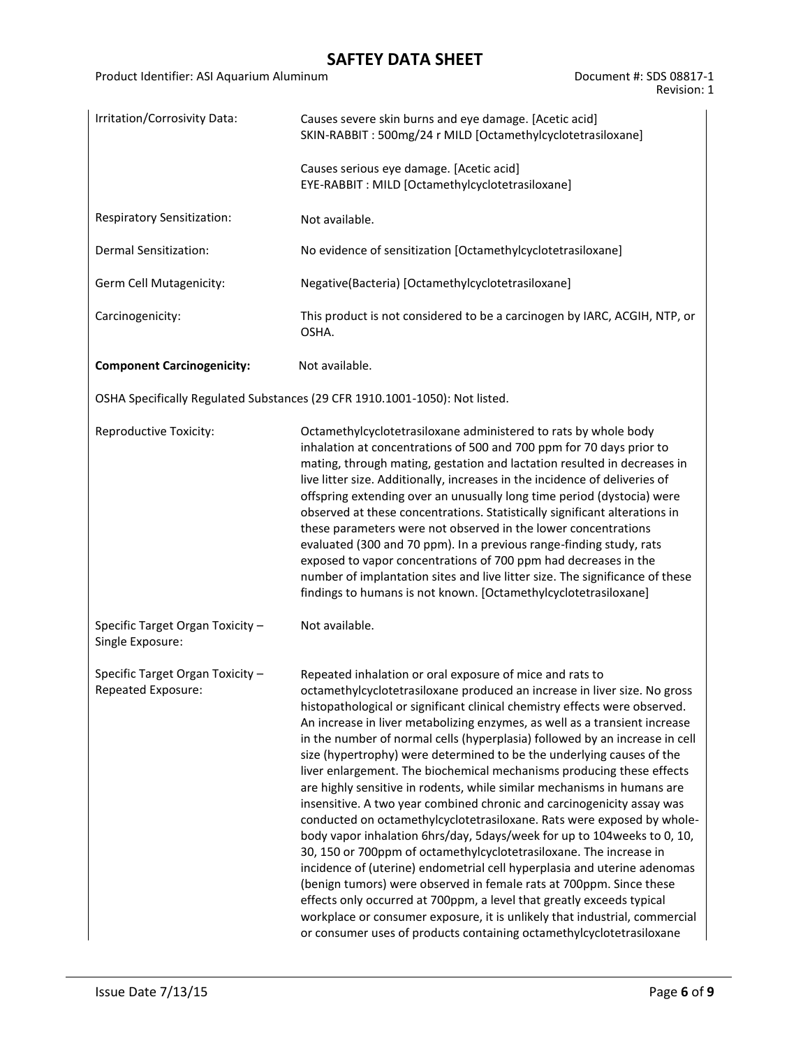| | |
|---|---|
| Irritation/Corrosivity Data: | Causes severe skin burns and eye damage. [Acetic acid]<br>SKIN-RABBIT : 500mg/24 r MILD [Octamethylcyclotetrasiloxane]<br><br>Causes serious eye damage. [Acetic acid]<br>EYE-RABBIT : MILD [Octamethylcyclotetrasiloxane] |
| Respiratory Sensitization: | Not available. |
| Dermal Sensitization: | No evidence of sensitization [Octamethylcyclotetrasiloxane] |
| Germ Cell Mutagenicity: | Negative(Bacteria) [Octamethylcyclotetrasiloxane] |
| Carcinogenicity: | This product is not considered to be a carcinogen by IARC, ACGIH, NTP, or OSHA. |
| **Component Carcinogenicity:** | Not available. |

OSHA Specifically Regulated Substances (29 CFR 1910.1001-1050): Not listed.

| | |
|---|---|
| Reproductive Toxicity: | Octamethylcyclotetrasiloxane administered to rats by whole body inhalation at concentrations of 500 and 700 ppm for 70 days prior to mating, through mating, gestation and lactation resulted in decreases in live litter size. Additionally, increases in the incidence of deliveries of offspring extending over an unusually long time period (dystocia) were observed at these concentrations. Statistically significant alterations in these parameters were not observed in the lower concentrations evaluated (300 and 70 ppm). In a previous range-finding study, rats exposed to vapor concentrations of 700 ppm had decreases in the number of implantation sites and live litter size. The significance of these findings to humans is not known. [Octamethylcyclotetrasiloxane] |
| Specific Target Organ Toxicity – Single Exposure: | Not available. |
| Specific Target Organ Toxicity – Repeated Exposure: | Repeated inhalation or oral exposure of mice and rats to octamethylcyclotetrasiloxane produced an increase in liver size. No gross histopathological or significant clinical chemistry effects were observed. An increase in liver metabolizing enzymes, as well as a transient increase in the number of normal cells (hyperplasia) followed by an increase in cell size (hypertrophy) were determined to be the underlying causes of the liver enlargement. The biochemical mechanisms producing these effects are highly sensitive in rodents, while similar mechanisms in humans are insensitive. A two year combined chronic and carcinogenicity assay was conducted on octamethylcyclotetrasiloxane. Rats were exposed by whole-body vapor inhalation 6hrs/day, 5days/week for up to 104weeks to 0, 10, 30, 150 or 700ppm of octamethylcyclotetrasiloxane. The increase in incidence of (uterine) endometrial cell hyperplasia and uterine adenomas (benign tumors) were observed in female rats at 700ppm. Since these effects only occurred at 700ppm, a level that greatly exceeds typical workplace or consumer exposure, it is unlikely that industrial, commercial or consumer uses of products containing octamethylcyclotetrasiloxane |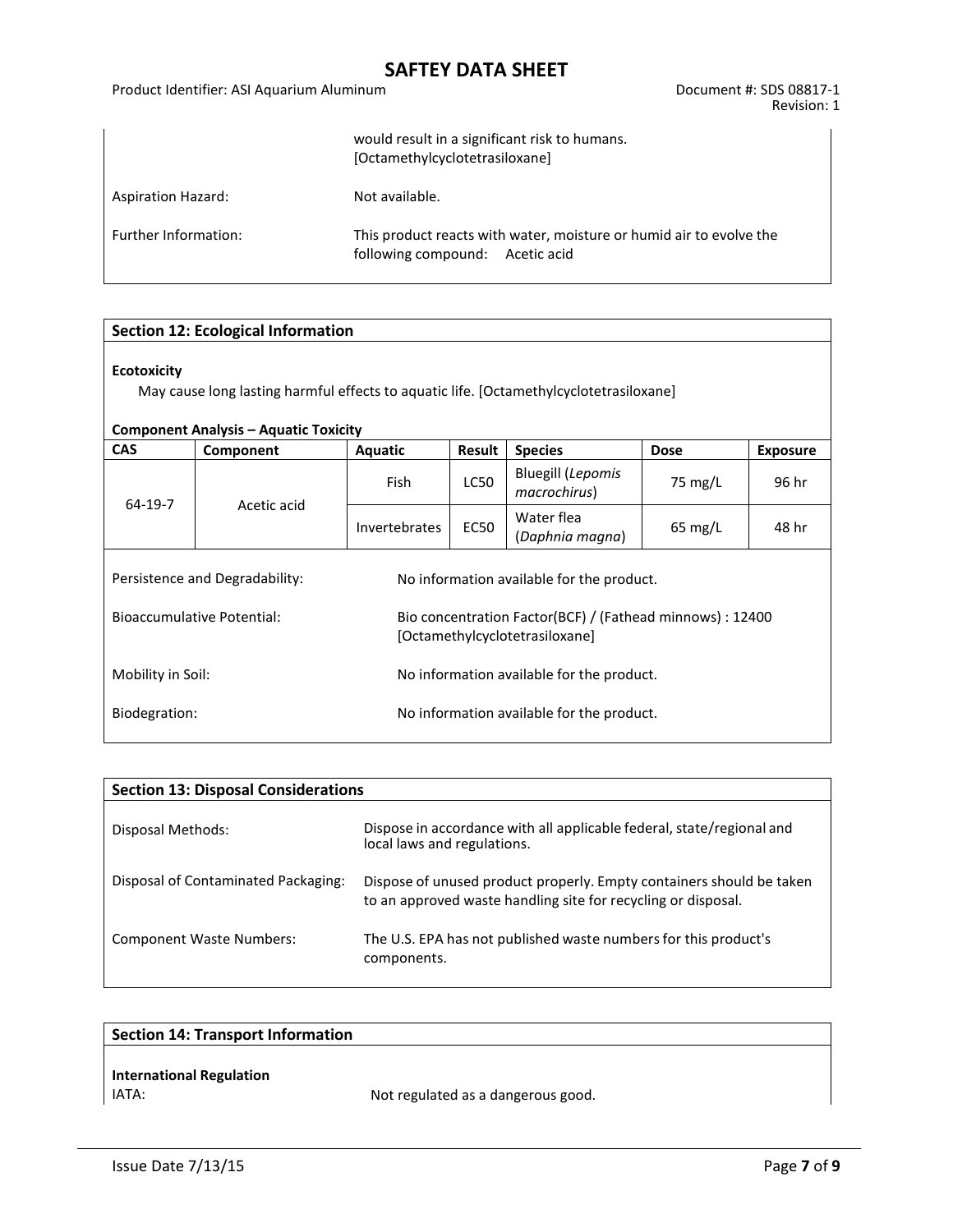| | |
|---|---|
| | would result in a significant risk to humans. [Octamethylcyclotetrasiloxane] |
| Aspiration Hazard: | Not available. |
| Further Information: | This product reacts with water, moisture or humid air to evolve the following compound: Acetic acid |

## Section 12: Ecological Information

**Ecotoxicity**

May cause long lasting harmful effects to aquatic life. [Octamethylcyclotetrasiloxane]

**Component Analysis – Aquatic Toxicity**

| CAS | Component | Aquatic | Result | Species | Dose | Exposure |
|---|---|---|---|---|---|---|
| 64-19-7 | Acetic acid | Fish | LC50 | Bluegill (*Lepomis macrochirus*) | 75 mg/L | 96 hr |
| | | Invertebrates | EC50 | Water flea (*Daphnia magna*) | 65 mg/L | 48 hr |

| | |
|---|---|
| Persistence and Degradability: | No information available for the product. |
| Bioaccumulative Potential: | Bio concentration Factor(BCF) / (Fathead minnows) : 12400 [Octamethylcyclotetrasiloxane] |
| Mobility in Soil: | No information available for the product. |
| Biodegration: | No information available for the product. |

## Section 13: Disposal Considerations

| | |
|---|---|
| Disposal Methods: | Dispose in accordance with all applicable federal, state/regional and local laws and regulations. |
| Disposal of Contaminated Packaging: | Dispose of unused product properly. Empty containers should be taken to an approved waste handling site for recycling or disposal. |
| Component Waste Numbers: | The U.S. EPA has not published waste numbers for this product's components. |

## Section 14: Transport Information

**International Regulation**

IATA: Not regulated as a dangerous good.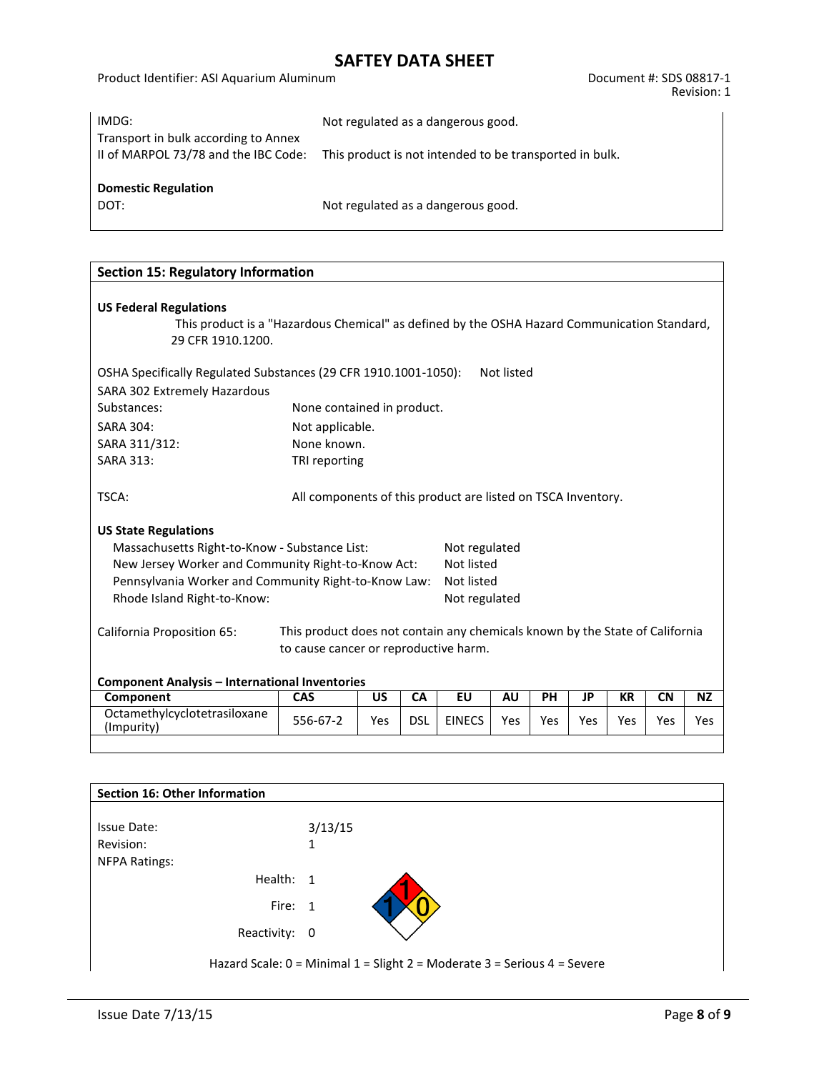IMDG: Not regulated as a dangerous good.

Transport in bulk according to Annex II of MARPOL 73/78 and the IBC Code: This product is not intended to be transported in bulk.

**Domestic Regulation**

DOT: Not regulated as a dangerous good.

## Section 15: Regulatory Information

**US Federal Regulations**

This product is a "Hazardous Chemical" as defined by the OSHA Hazard Communication Standard, 29 CFR 1910.1200.

OSHA Specifically Regulated Substances (29 CFR 1910.1001-1050): Not listed

SARA 302 Extremely Hazardous Substances: None contained in product.

SARA 304: Not applicable.

SARA 311/312: None known.

SARA 313: TRI reporting

TSCA: All components of this product are listed on TSCA Inventory.

**US State Regulations**

Massachusetts Right-to-Know - Substance List: Not regulated

New Jersey Worker and Community Right-to-Know Act: Not listed

Pennsylvania Worker and Community Right-to-Know Law: Not listed

Rhode Island Right-to-Know: Not regulated

California Proposition 65: This product does not contain any chemicals known by the State of California to cause cancer or reproductive harm.

**Component Analysis – International Inventories**

| Component | CAS | US | CA | EU | AU | PH | JP | KR | CN | NZ |
|---|---|---|---|---|---|---|---|---|---|---|
| Octamethylcyclotetrasiloxane (Impurity) | 556-67-2 | Yes | DSL | EINECS | Yes | Yes | Yes | Yes | Yes | Yes |

## Section 16: Other Information

Issue Date: 3/13/15

Revision: 1

NFPA Ratings:

Health: 1

Fire: 1

Reactivity: 0

Hazard Scale: 0 = Minimal 1 = Slight 2 = Moderate 3 = Serious 4 = Severe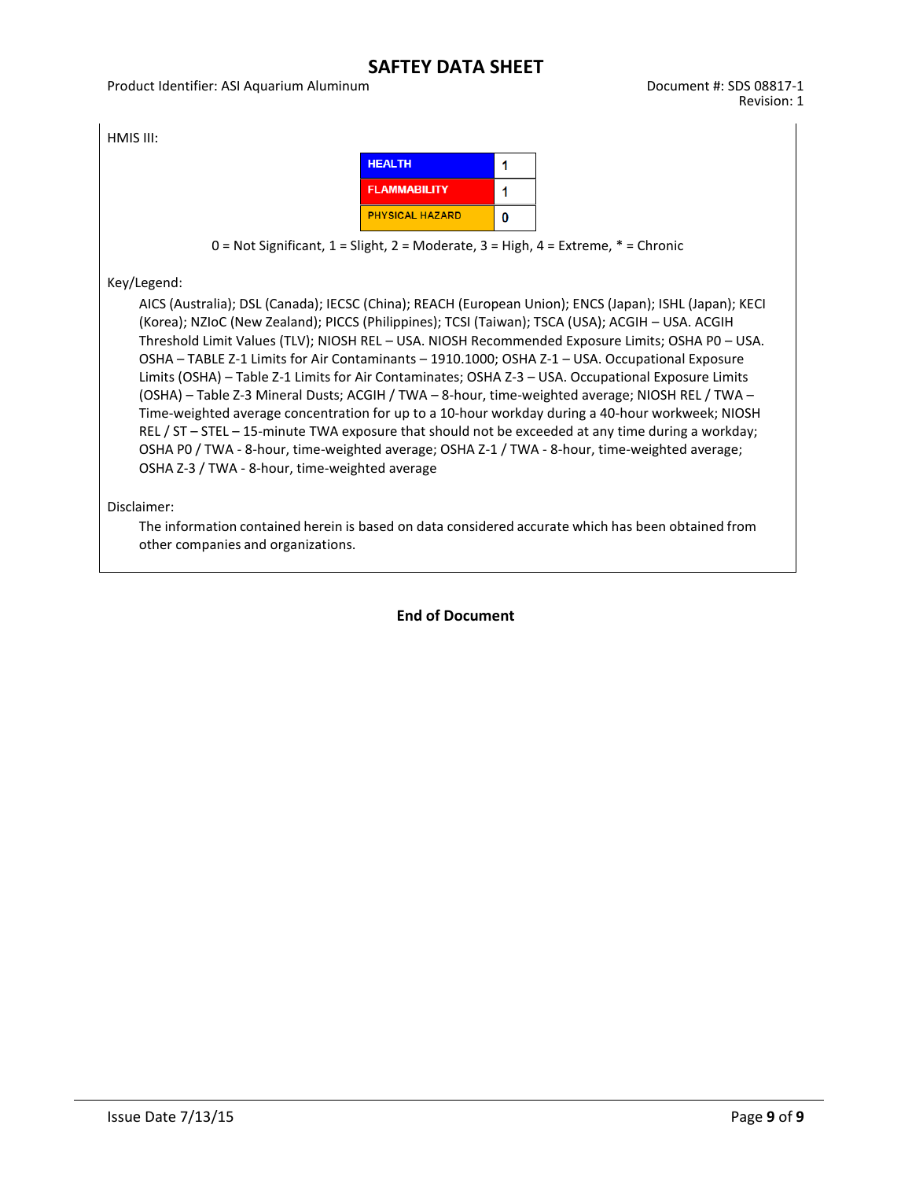HMIS III:

| | |
|---|---|
| HEALTH | 1 |
| FLAMMABILITY | 1 |
| PHYSICAL HAZARD | 0 |

0 = Not Significant, 1 = Slight, 2 = Moderate, 3 = High, 4 = Extreme, * = Chronic

Key/Legend:

AICS (Australia); DSL (Canada); IECSC (China); REACH (European Union); ENCS (Japan); ISHL (Japan); KECI (Korea); NZIoC (New Zealand); PICCS (Philippines); TCSI (Taiwan); TSCA (USA); ACGIH – USA. ACGIH Threshold Limit Values (TLV); NIOSH REL – USA. NIOSH Recommended Exposure Limits; OSHA P0 – USA. OSHA – TABLE Z-1 Limits for Air Contaminants – 1910.1000; OSHA Z-1 – USA. Occupational Exposure Limits (OSHA) – Table Z-1 Limits for Air Contaminates; OSHA Z-3 – USA. Occupational Exposure Limits (OSHA) – Table Z-3 Mineral Dusts; ACGIH / TWA – 8-hour, time-weighted average; NIOSH REL / TWA – Time-weighted average concentration for up to a 10-hour workday during a 40-hour workweek; NIOSH REL / ST – STEL – 15-minute TWA exposure that should not be exceeded at any time during a workday; OSHA P0 / TWA - 8-hour, time-weighted average; OSHA Z-1 / TWA - 8-hour, time-weighted average; OSHA Z-3 / TWA - 8-hour, time-weighted average

Disclaimer:

The information contained herein is based on data considered accurate which has been obtained from other companies and organizations.

**End of Document**